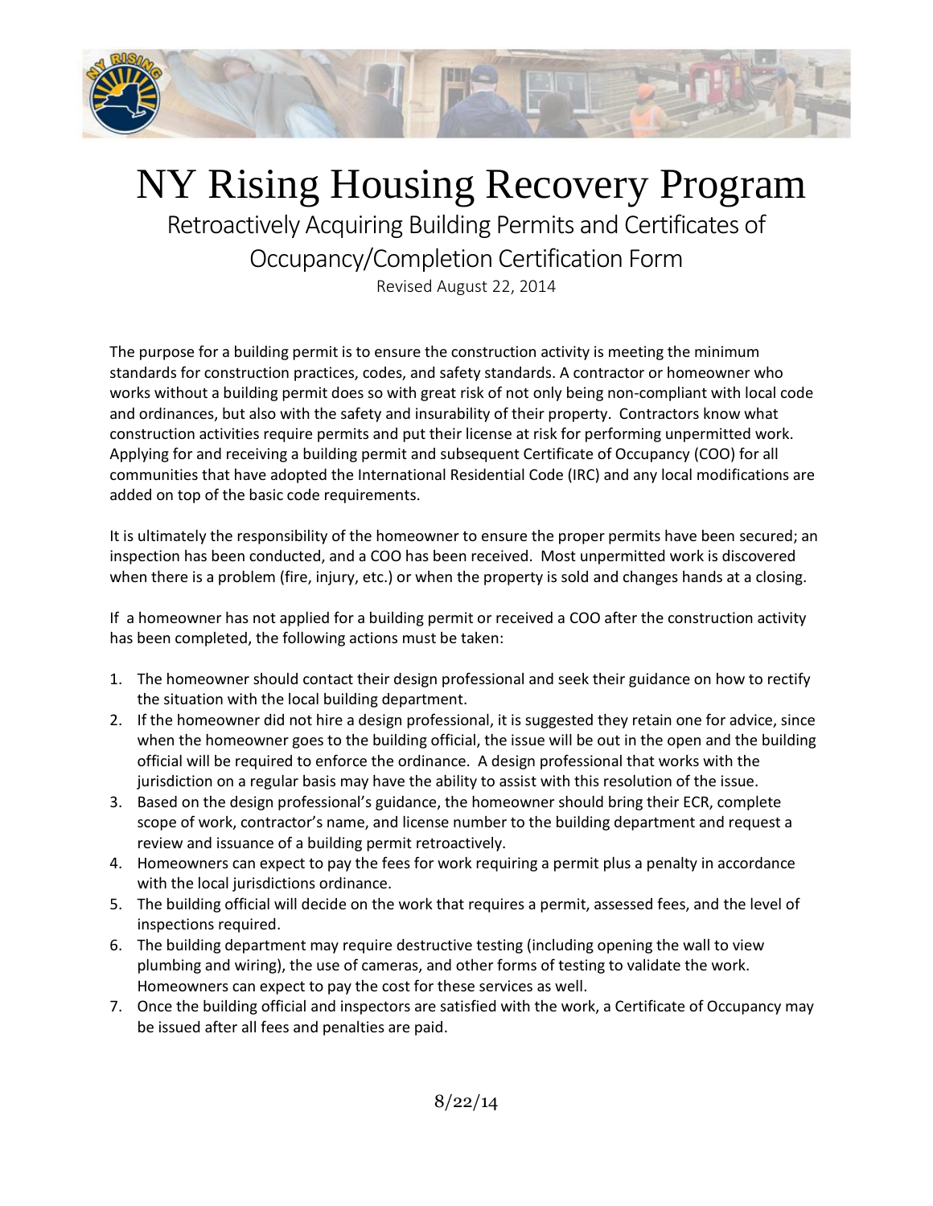# NY Rising Housing Recovery Program

## Retroactively Acquiring Building Permits and Certificates of Occupancy/Completion Certification Form

Revised August 22, 2014

The purpose for a building permit is to ensure the construction activity is meeting the minimum standards for construction practices, codes, and safety standards. A contractor or homeowner who works without a building permit does so with great risk of not only being non-compliant with local code and ordinances, but also with the safety and insurability of their property. Contractors know what construction activities require permits and put their license at risk for performing unpermitted work. Applying for and receiving a building permit and subsequent Certificate of Occupancy (COO) for all communities that have adopted the International Residential Code (IRC) and any local modifications are added on top of the basic code requirements.

It is ultimately the responsibility of the homeowner to ensure the proper permits have been secured; an inspection has been conducted, and a COO has been received. Most unpermitted work is discovered when there is a problem (fire, injury, etc.) or when the property is sold and changes hands at a closing.

If a homeowner has not applied for a building permit or received a COO after the construction activity has been completed, the following actions must be taken:

1. The homeowner should contact their design professional and seek their guidance on how to rectify the situation with the local building department.
2. If the homeowner did not hire a design professional, it is suggested they retain one for advice, since when the homeowner goes to the building official, the issue will be out in the open and the building official will be required to enforce the ordinance. A design professional that works with the jurisdiction on a regular basis may have the ability to assist with this resolution of the issue.
3. Based on the design professional's guidance, the homeowner should bring their ECR, complete scope of work, contractor's name, and license number to the building department and request a review and issuance of a building permit retroactively.
4. Homeowners can expect to pay the fees for work requiring a permit plus a penalty in accordance with the local jurisdictions ordinance.
5. The building official will decide on the work that requires a permit, assessed fees, and the level of inspections required.
6. The building department may require destructive testing (including opening the wall to view plumbing and wiring), the use of cameras, and other forms of testing to validate the work. Homeowners can expect to pay the cost for these services as well.
7. Once the building official and inspectors are satisfied with the work, a Certificate of Occupancy may be issued after all fees and penalties are paid.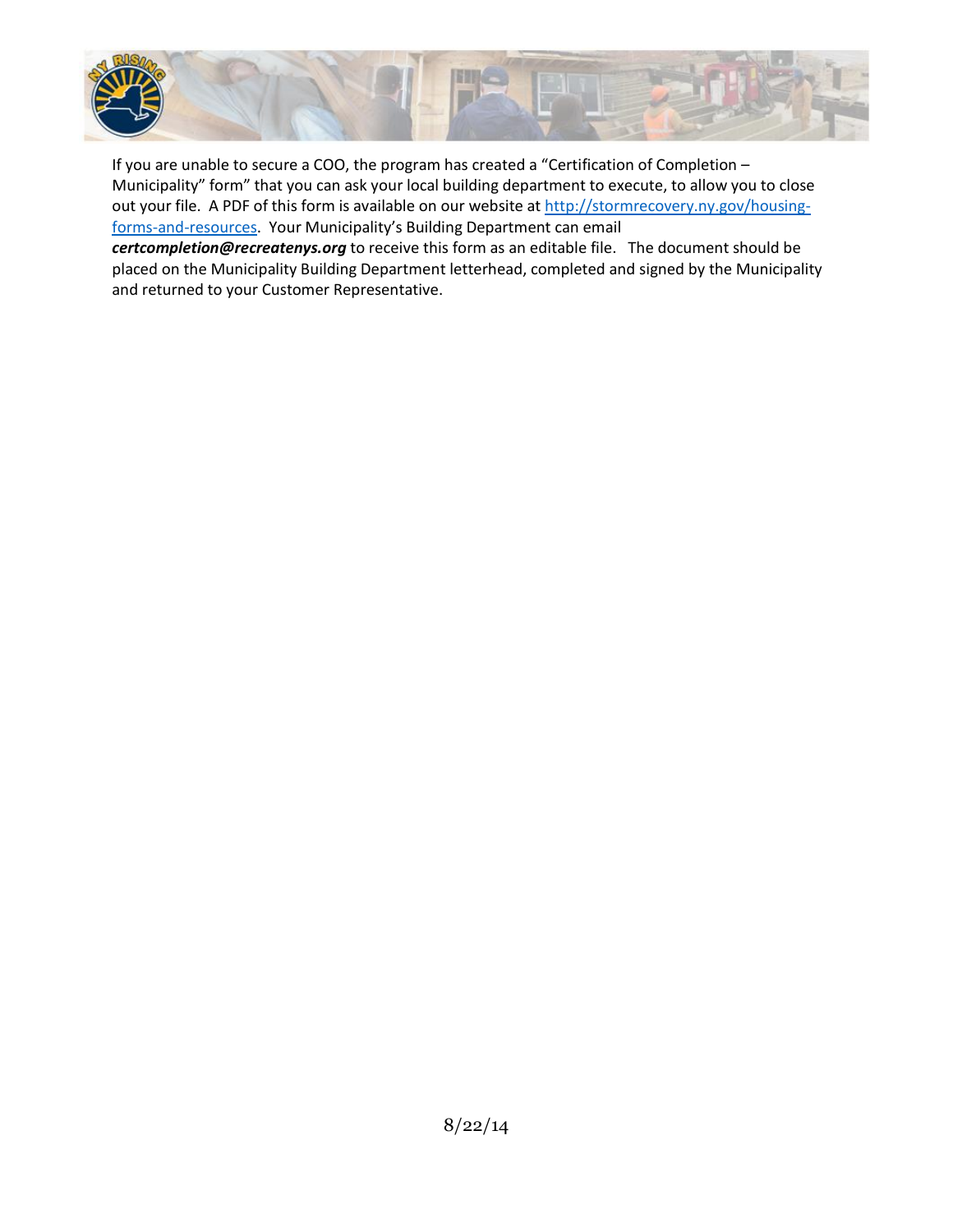If you are unable to secure a COO, the program has created a "Certification of Completion – Municipality" form" that you can ask your local building department to execute, to allow you to close out your file. A PDF of this form is available on our website at [http://stormrecovery.ny.gov/housing-forms-and-resources](http://stormrecovery.ny.gov/housing-forms-and-resources). Your Municipality's Building Department can email ***certcompletion@recreatenys.org*** to receive this form as an editable file. The document should be placed on the Municipality Building Department letterhead, completed and signed by the Municipality and returned to your Customer Representative.

8/22/14